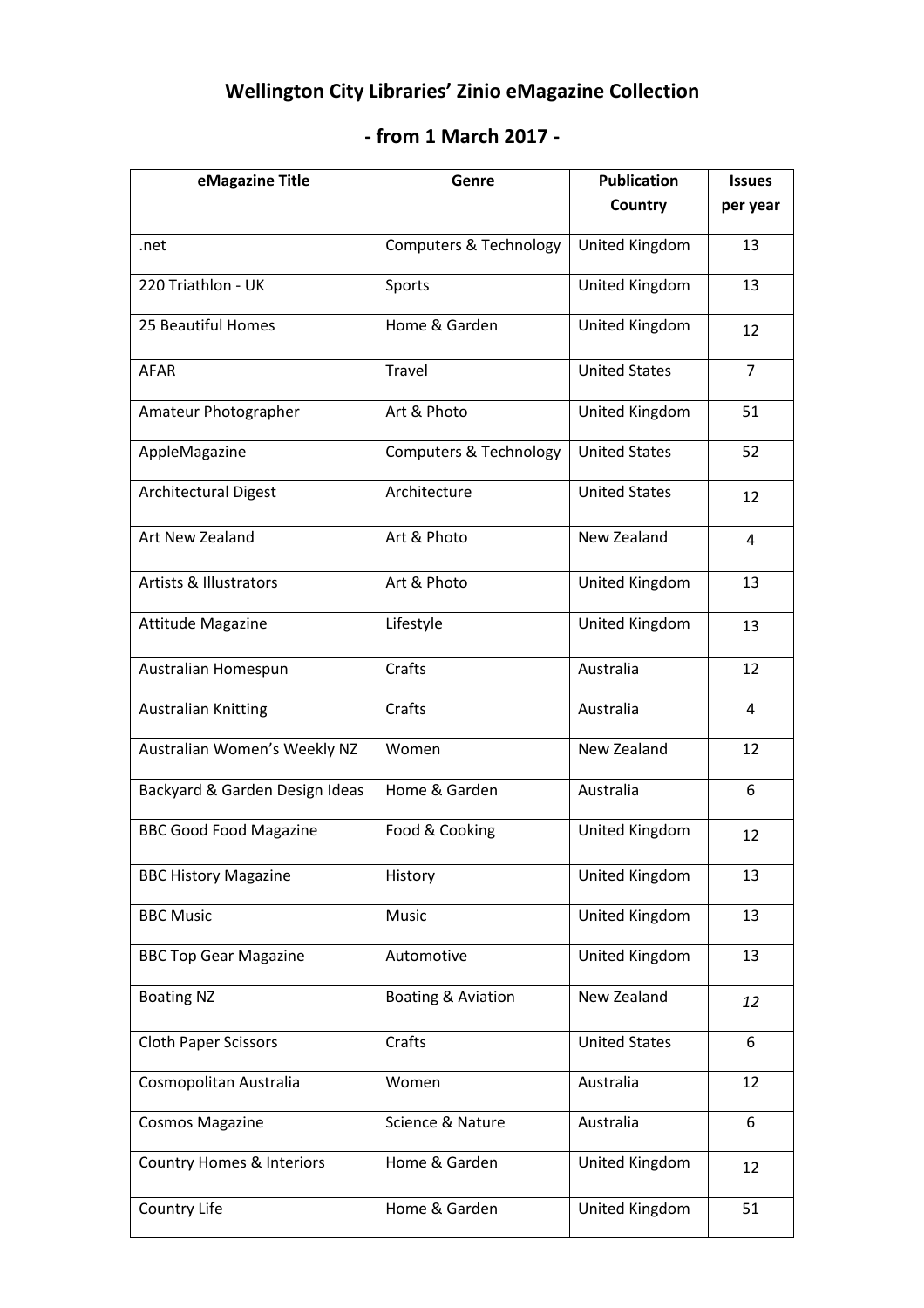# Wellington City Libraries' Zinio eMagazine Collection

## - from 1 March 2017 -

| eMagazine Title | Genre | Publication Country | Issues per year |
|---|---|---|---|
| .net | Computers & Technology | United Kingdom | 13 |
| 220 Triathlon - UK | Sports | United Kingdom | 13 |
| 25 Beautiful Homes | Home & Garden | United Kingdom | 12 |
| AFAR | Travel | United States | 7 |
| Amateur Photographer | Art & Photo | United Kingdom | 51 |
| AppleMagazine | Computers & Technology | United States | 52 |
| Architectural Digest | Architecture | United States | 12 |
| Art New Zealand | Art & Photo | New Zealand | 4 |
| Artists & Illustrators | Art & Photo | United Kingdom | 13 |
| Attitude Magazine | Lifestyle | United Kingdom | 13 |
| Australian Homespun | Crafts | Australia | 12 |
| Australian Knitting | Crafts | Australia | 4 |
| Australian Women's Weekly NZ | Women | New Zealand | 12 |
| Backyard & Garden Design Ideas | Home & Garden | Australia | 6 |
| BBC Good Food Magazine | Food & Cooking | United Kingdom | 12 |
| BBC History Magazine | History | United Kingdom | 13 |
| BBC Music | Music | United Kingdom | 13 |
| BBC Top Gear Magazine | Automotive | United Kingdom | 13 |
| Boating NZ | Boating & Aviation | New Zealand | *12* |
| Cloth Paper Scissors | Crafts | United States | 6 |
| Cosmopolitan Australia | Women | Australia | 12 |
| Cosmos Magazine | Science & Nature | Australia | 6 |
| Country Homes & Interiors | Home & Garden | United Kingdom | 12 |
| Country Life | Home & Garden | United Kingdom | 51 |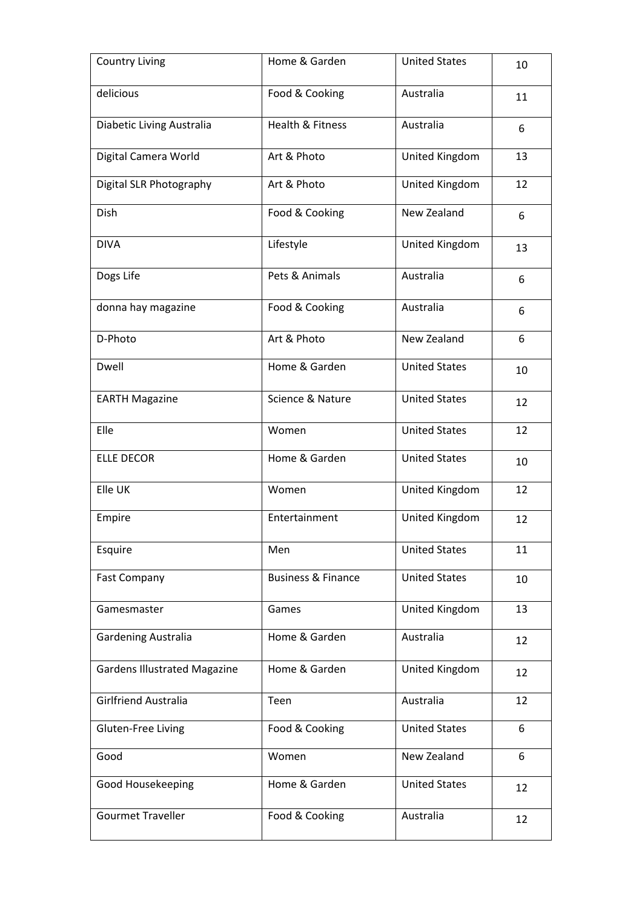| Country Living | Home & Garden | United States | 10 |
|---|---|---|---|
| delicious | Food & Cooking | Australia | 11 |
| Diabetic Living Australia | Health & Fitness | Australia | 6 |
| Digital Camera World | Art & Photo | United Kingdom | 13 |
| Digital SLR Photography | Art & Photo | United Kingdom | 12 |
| Dish | Food & Cooking | New Zealand | 6 |
| DIVA | Lifestyle | United Kingdom | 13 |
| Dogs Life | Pets & Animals | Australia | 6 |
| donna hay magazine | Food & Cooking | Australia | 6 |
| D-Photo | Art & Photo | New Zealand | 6 |
| Dwell | Home & Garden | United States | 10 |
| EARTH Magazine | Science & Nature | United States | 12 |
| Elle | Women | United States | 12 |
| ELLE DECOR | Home & Garden | United States | 10 |
| Elle UK | Women | United Kingdom | 12 |
| Empire | Entertainment | United Kingdom | 12 |
| Esquire | Men | United States | 11 |
| Fast Company | Business & Finance | United States | 10 |
| Gamesmaster | Games | United Kingdom | 13 |
| Gardening Australia | Home & Garden | Australia | 12 |
| Gardens Illustrated Magazine | Home & Garden | United Kingdom | 12 |
| Girlfriend Australia | Teen | Australia | 12 |
| Gluten-Free Living | Food & Cooking | United States | 6 |
| Good | Women | New Zealand | 6 |
| Good Housekeeping | Home & Garden | United States | 12 |
| Gourmet Traveller | Food & Cooking | Australia | 12 |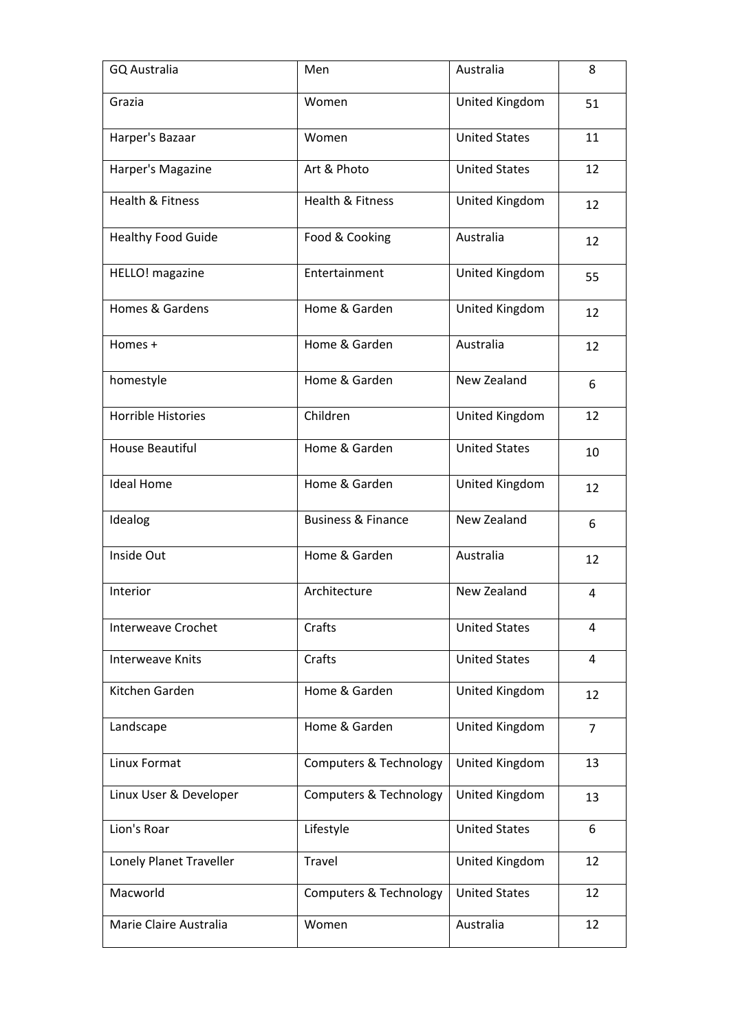| GQ Australia | Men | Australia | 8 |
|---|---|---|---|
| Grazia | Women | United Kingdom | 51 |
| Harper's Bazaar | Women | United States | 11 |
| Harper's Magazine | Art & Photo | United States | 12 |
| Health & Fitness | Health & Fitness | United Kingdom | 12 |
| Healthy Food Guide | Food & Cooking | Australia | 12 |
| HELLO! magazine | Entertainment | United Kingdom | 55 |
| Homes & Gardens | Home & Garden | United Kingdom | 12 |
| Homes + | Home & Garden | Australia | 12 |
| homestyle | Home & Garden | New Zealand | 6 |
| Horrible Histories | Children | United Kingdom | 12 |
| House Beautiful | Home & Garden | United States | 10 |
| Ideal Home | Home & Garden | United Kingdom | 12 |
| Idealog | Business & Finance | New Zealand | 6 |
| Inside Out | Home & Garden | Australia | 12 |
| Interior | Architecture | New Zealand | 4 |
| Interweave Crochet | Crafts | United States | 4 |
| Interweave Knits | Crafts | United States | 4 |
| Kitchen Garden | Home & Garden | United Kingdom | 12 |
| Landscape | Home & Garden | United Kingdom | 7 |
| Linux Format | Computers & Technology | United Kingdom | 13 |
| Linux User & Developer | Computers & Technology | United Kingdom | 13 |
| Lion's Roar | Lifestyle | United States | 6 |
| Lonely Planet Traveller | Travel | United Kingdom | 12 |
| Macworld | Computers & Technology | United States | 12 |
| Marie Claire Australia | Women | Australia | 12 |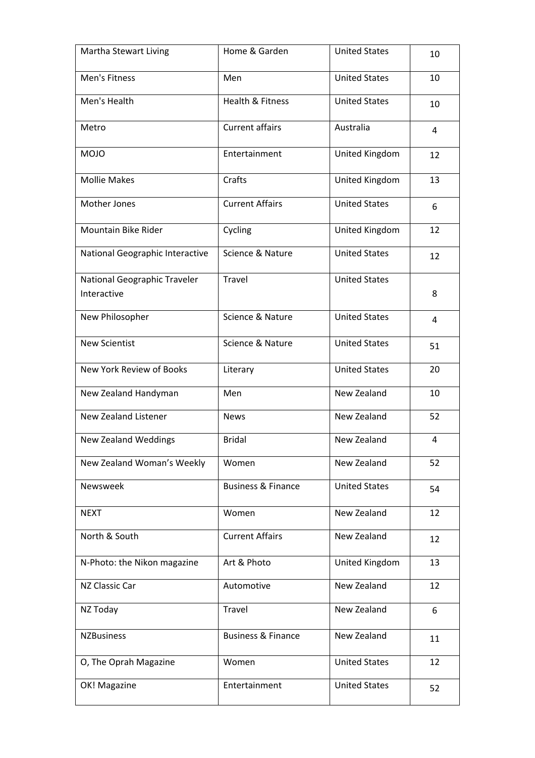| Martha Stewart Living | Home & Garden | United States | 10 |
|---|---|---|---|
| Men's Fitness | Men | United States | 10 |
| Men's Health | Health & Fitness | United States | 10 |
| Metro | Current affairs | Australia | 4 |
| MOJO | Entertainment | United Kingdom | 12 |
| Mollie Makes | Crafts | United Kingdom | 13 |
| Mother Jones | Current Affairs | United States | 6 |
| Mountain Bike Rider | Cycling | United Kingdom | 12 |
| National Geographic Interactive | Science & Nature | United States | 12 |
| National Geographic Traveler Interactive | Travel | United States | 8 |
| New Philosopher | Science & Nature | United States | 4 |
| New Scientist | Science & Nature | United States | 51 |
| New York Review of Books | Literary | United States | 20 |
| New Zealand Handyman | Men | New Zealand | 10 |
| New Zealand Listener | News | New Zealand | 52 |
| New Zealand Weddings | Bridal | New Zealand | 4 |
| New Zealand Woman's Weekly | Women | New Zealand | 52 |
| Newsweek | Business & Finance | United States | 54 |
| NEXT | Women | New Zealand | 12 |
| North & South | Current Affairs | New Zealand | 12 |
| N-Photo: the Nikon magazine | Art & Photo | United Kingdom | 13 |
| NZ Classic Car | Automotive | New Zealand | 12 |
| NZ Today | Travel | New Zealand | 6 |
| NZBusiness | Business & Finance | New Zealand | 11 |
| O, The Oprah Magazine | Women | United States | 12 |
| OK! Magazine | Entertainment | United States | 52 |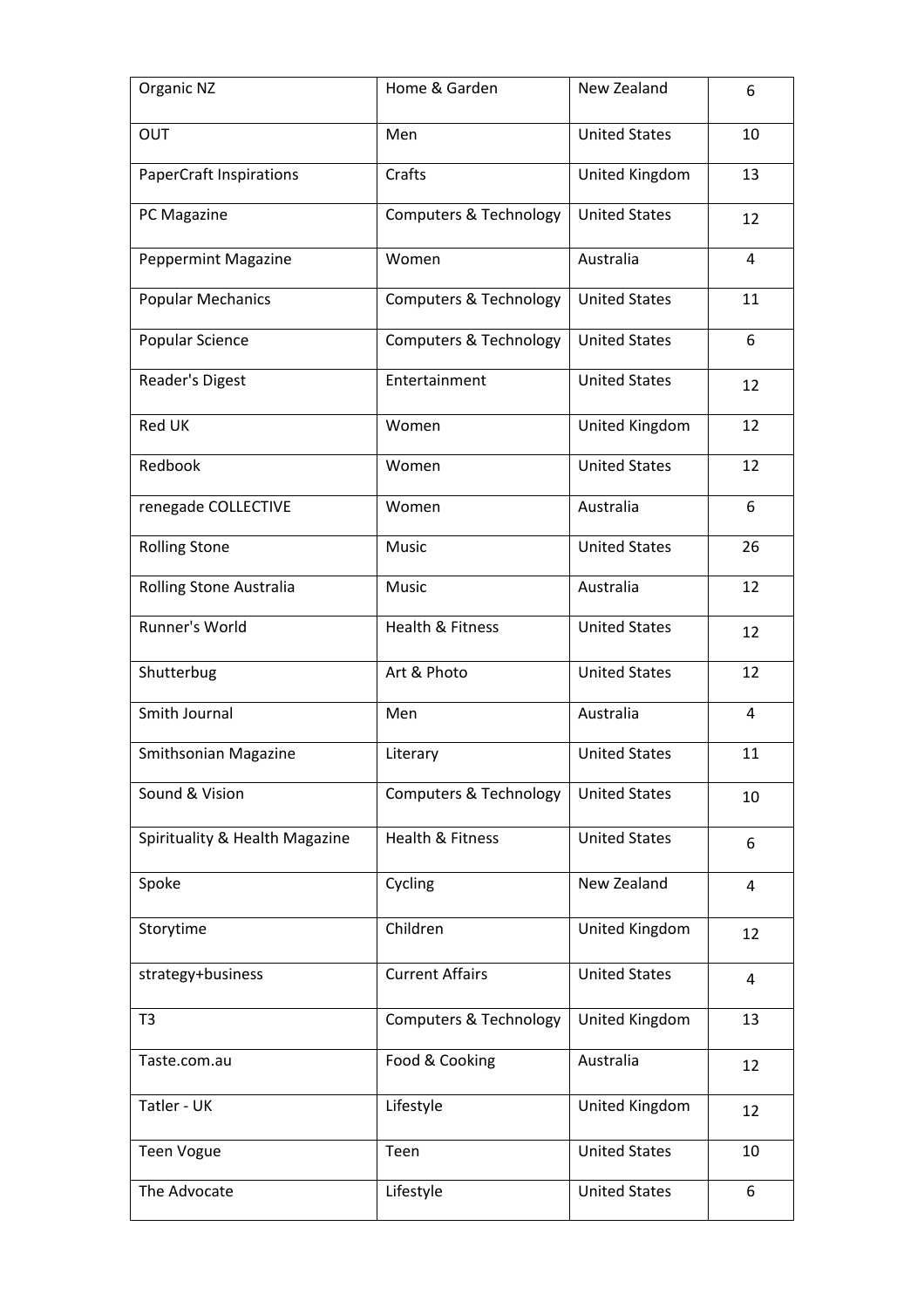| Organic NZ | Home & Garden | New Zealand | 6 |
|---|---|---|---|
| OUT | Men | United States | 10 |
| PaperCraft Inspirations | Crafts | United Kingdom | 13 |
| PC Magazine | Computers & Technology | United States | 12 |
| Peppermint Magazine | Women | Australia | 4 |
| Popular Mechanics | Computers & Technology | United States | 11 |
| Popular Science | Computers & Technology | United States | 6 |
| Reader's Digest | Entertainment | United States | 12 |
| Red UK | Women | United Kingdom | 12 |
| Redbook | Women | United States | 12 |
| renegade COLLECTIVE | Women | Australia | 6 |
| Rolling Stone | Music | United States | 26 |
| Rolling Stone Australia | Music | Australia | 12 |
| Runner's World | Health & Fitness | United States | 12 |
| Shutterbug | Art & Photo | United States | 12 |
| Smith Journal | Men | Australia | 4 |
| Smithsonian Magazine | Literary | United States | 11 |
| Sound & Vision | Computers & Technology | United States | 10 |
| Spirituality & Health Magazine | Health & Fitness | United States | 6 |
| Spoke | Cycling | New Zealand | 4 |
| Storytime | Children | United Kingdom | 12 |
| strategy+business | Current Affairs | United States | 4 |
| T3 | Computers & Technology | United Kingdom | 13 |
| Taste.com.au | Food & Cooking | Australia | 12 |
| Tatler - UK | Lifestyle | United Kingdom | 12 |
| Teen Vogue | Teen | United States | 10 |
| The Advocate | Lifestyle | United States | 6 |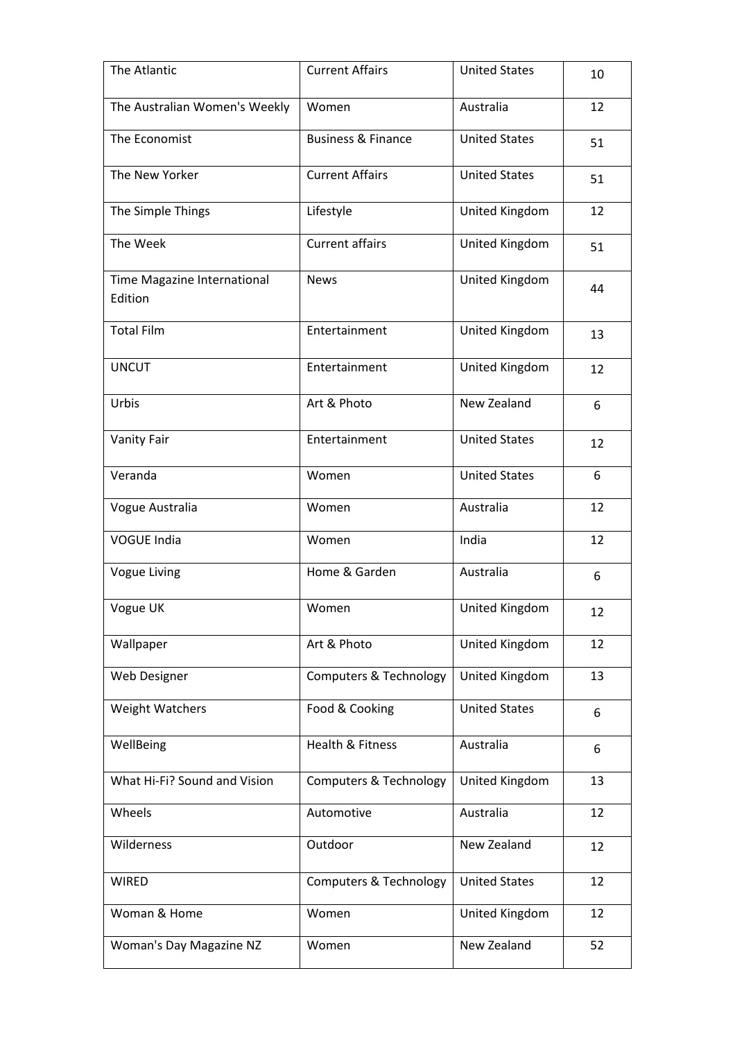| | | | |
|---|---|---|---|
| The Atlantic | Current Affairs | United States | 10 |
| The Australian Women's Weekly | Women | Australia | 12 |
| The Economist | Business & Finance | United States | 51 |
| The New Yorker | Current Affairs | United States | 51 |
| The Simple Things | Lifestyle | United Kingdom | 12 |
| The Week | Current affairs | United Kingdom | 51 |
| Time Magazine International Edition | News | United Kingdom | 44 |
| Total Film | Entertainment | United Kingdom | 13 |
| UNCUT | Entertainment | United Kingdom | 12 |
| Urbis | Art & Photo | New Zealand | 6 |
| Vanity Fair | Entertainment | United States | 12 |
| Veranda | Women | United States | 6 |
| Vogue Australia | Women | Australia | 12 |
| VOGUE India | Women | India | 12 |
| Vogue Living | Home & Garden | Australia | 6 |
| Vogue UK | Women | United Kingdom | 12 |
| Wallpaper | Art & Photo | United Kingdom | 12 |
| Web Designer | Computers & Technology | United Kingdom | 13 |
| Weight Watchers | Food & Cooking | United States | 6 |
| WellBeing | Health & Fitness | Australia | 6 |
| What Hi-Fi? Sound and Vision | Computers & Technology | United Kingdom | 13 |
| Wheels | Automotive | Australia | 12 |
| Wilderness | Outdoor | New Zealand | 12 |
| WIRED | Computers & Technology | United States | 12 |
| Woman & Home | Women | United Kingdom | 12 |
| Woman's Day Magazine NZ | Women | New Zealand | 52 |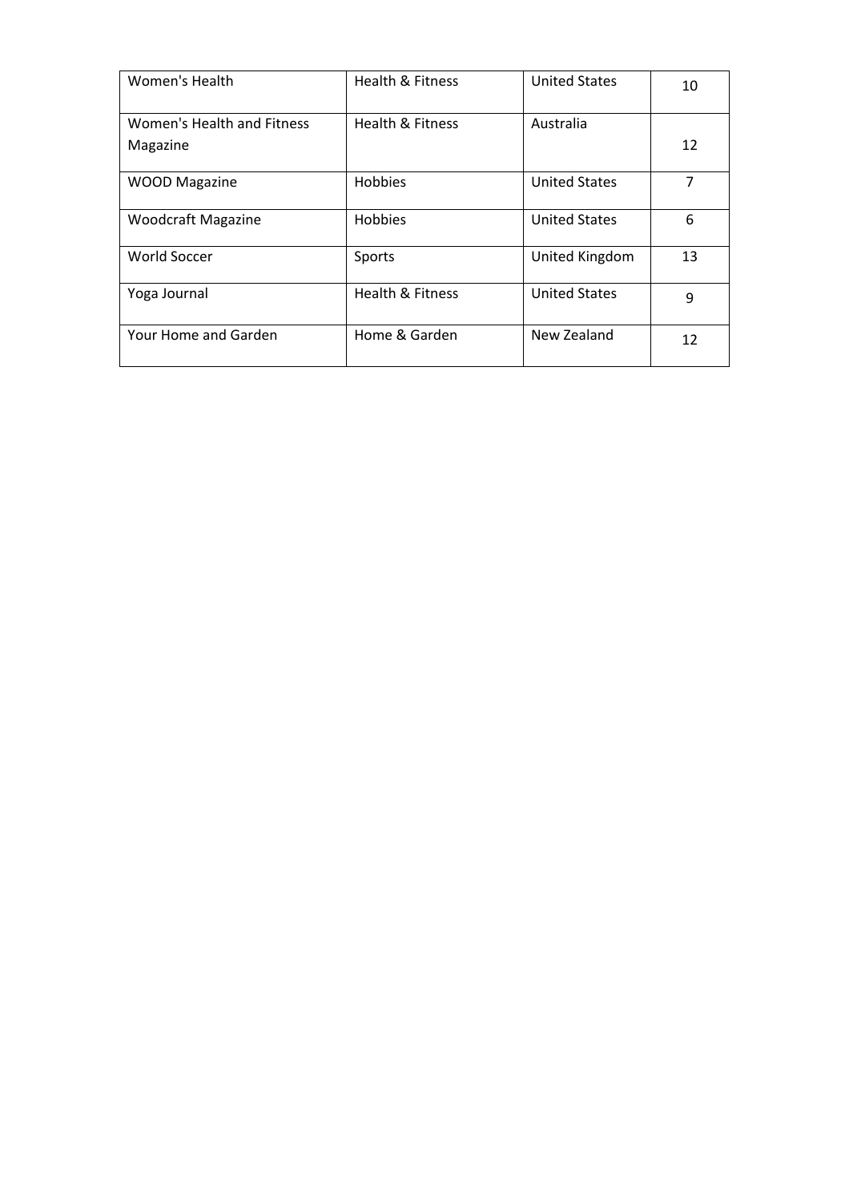| | | | |
|---|---|---|---|
| Women's Health | Health & Fitness | United States | 10 |
| Women's Health and Fitness Magazine | Health & Fitness | Australia | 12 |
| WOOD Magazine | Hobbies | United States | 7 |
| Woodcraft Magazine | Hobbies | United States | 6 |
| World Soccer | Sports | United Kingdom | 13 |
| Yoga Journal | Health & Fitness | United States | 9 |
| Your Home and Garden | Home & Garden | New Zealand | 12 |